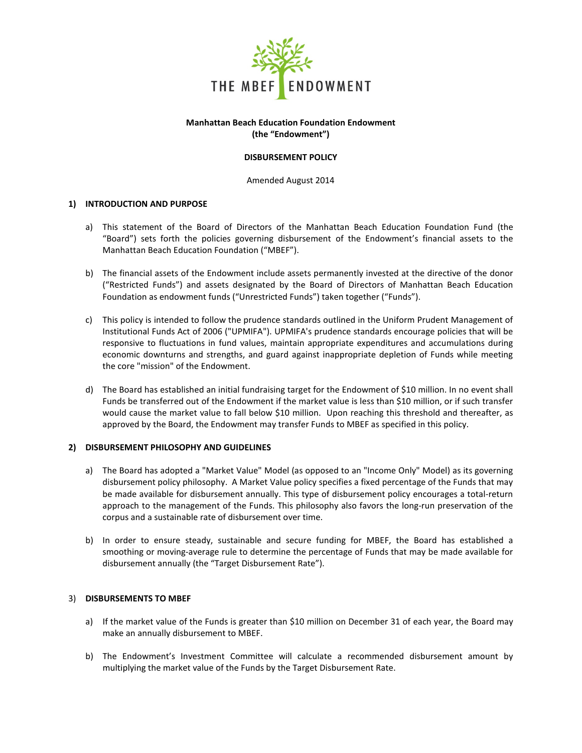THE MBEF ENDOWMENT

**Manhattan Beach Education Foundation Endowment**
**(the "Endowment")**

**DISBURSEMENT POLICY**

Amended August 2014

## 1) INTRODUCTION AND PURPOSE

a) This statement of the Board of Directors of the Manhattan Beach Education Foundation Fund (the "Board") sets forth the policies governing disbursement of the Endowment's financial assets to the Manhattan Beach Education Foundation ("MBEF").

b) The financial assets of the Endowment include assets permanently invested at the directive of the donor ("Restricted Funds") and assets designated by the Board of Directors of Manhattan Beach Education Foundation as endowment funds ("Unrestricted Funds") taken together ("Funds").

c) This policy is intended to follow the prudence standards outlined in the Uniform Prudent Management of Institutional Funds Act of 2006 ("UPMIFA"). UPMIFA's prudence standards encourage policies that will be responsive to fluctuations in fund values, maintain appropriate expenditures and accumulations during economic downturns and strengths, and guard against inappropriate depletion of Funds while meeting the core "mission" of the Endowment.

d) The Board has established an initial fundraising target for the Endowment of $10 million. In no event shall Funds be transferred out of the Endowment if the market value is less than $10 million, or if such transfer would cause the market value to fall below $10 million. Upon reaching this threshold and thereafter, as approved by the Board, the Endowment may transfer Funds to MBEF as specified in this policy.

## 2) DISBURSEMENT PHILOSOPHY AND GUIDELINES

a) The Board has adopted a "Market Value" Model (as opposed to an "Income Only" Model) as its governing disbursement policy philosophy. A Market Value policy specifies a fixed percentage of the Funds that may be made available for disbursement annually. This type of disbursement policy encourages a total-return approach to the management of the Funds. This philosophy also favors the long-run preservation of the corpus and a sustainable rate of disbursement over time.

b) In order to ensure steady, sustainable and secure funding for MBEF, the Board has established a smoothing or moving-average rule to determine the percentage of Funds that may be made available for disbursement annually (the "Target Disbursement Rate").

## 3) DISBURSEMENTS TO MBEF

a) If the market value of the Funds is greater than $10 million on December 31 of each year, the Board may make an annually disbursement to MBEF.

b) The Endowment's Investment Committee will calculate a recommended disbursement amount by multiplying the market value of the Funds by the Target Disbursement Rate.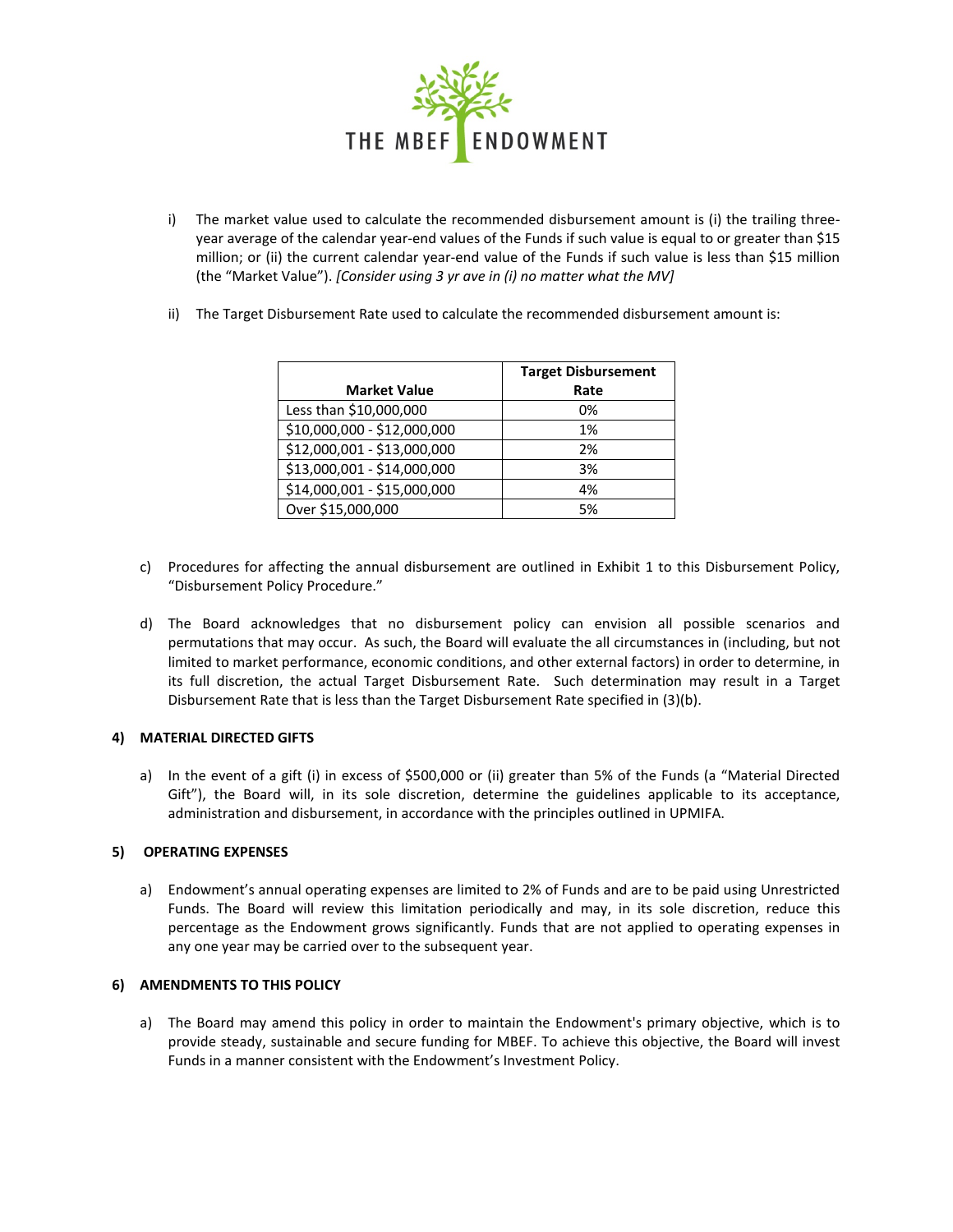i) The market value used to calculate the recommended disbursement amount is (i) the trailing three-year average of the calendar year-end values of the Funds if such value is equal to or greater than $15 million; or (ii) the current calendar year-end value of the Funds if such value is less than $15 million (the "Market Value"). *[Consider using 3 yr ave in (i) no matter what the MV]*

ii) The Target Disbursement Rate used to calculate the recommended disbursement amount is:

| Market Value | Target Disbursement Rate |
|---|---|
| Less than $10,000,000 | 0% |
| $10,000,000 - $12,000,000 | 1% |
| $12,000,001 - $13,000,000 | 2% |
| $13,000,001 - $14,000,000 | 3% |
| $14,000,001 - $15,000,000 | 4% |
| Over $15,000,000 | 5% |

c) Procedures for affecting the annual disbursement are outlined in Exhibit 1 to this Disbursement Policy, "Disbursement Policy Procedure."

d) The Board acknowledges that no disbursement policy can envision all possible scenarios and permutations that may occur. As such, the Board will evaluate the all circumstances in (including, but not limited to market performance, economic conditions, and other external factors) in order to determine, in its full discretion, the actual Target Disbursement Rate. Such determination may result in a Target Disbursement Rate that is less than the Target Disbursement Rate specified in (3)(b).

**4) MATERIAL DIRECTED GIFTS**

a) In the event of a gift (i) in excess of $500,000 or (ii) greater than 5% of the Funds (a "Material Directed Gift"), the Board will, in its sole discretion, determine the guidelines applicable to its acceptance, administration and disbursement, in accordance with the principles outlined in UPMIFA.

**5) OPERATING EXPENSES**

a) Endowment's annual operating expenses are limited to 2% of Funds and are to be paid using Unrestricted Funds. The Board will review this limitation periodically and may, in its sole discretion, reduce this percentage as the Endowment grows significantly. Funds that are not applied to operating expenses in any one year may be carried over to the subsequent year.

**6) AMENDMENTS TO THIS POLICY**

a) The Board may amend this policy in order to maintain the Endowment's primary objective, which is to provide steady, sustainable and secure funding for MBEF. To achieve this objective, the Board will invest Funds in a manner consistent with the Endowment's Investment Policy.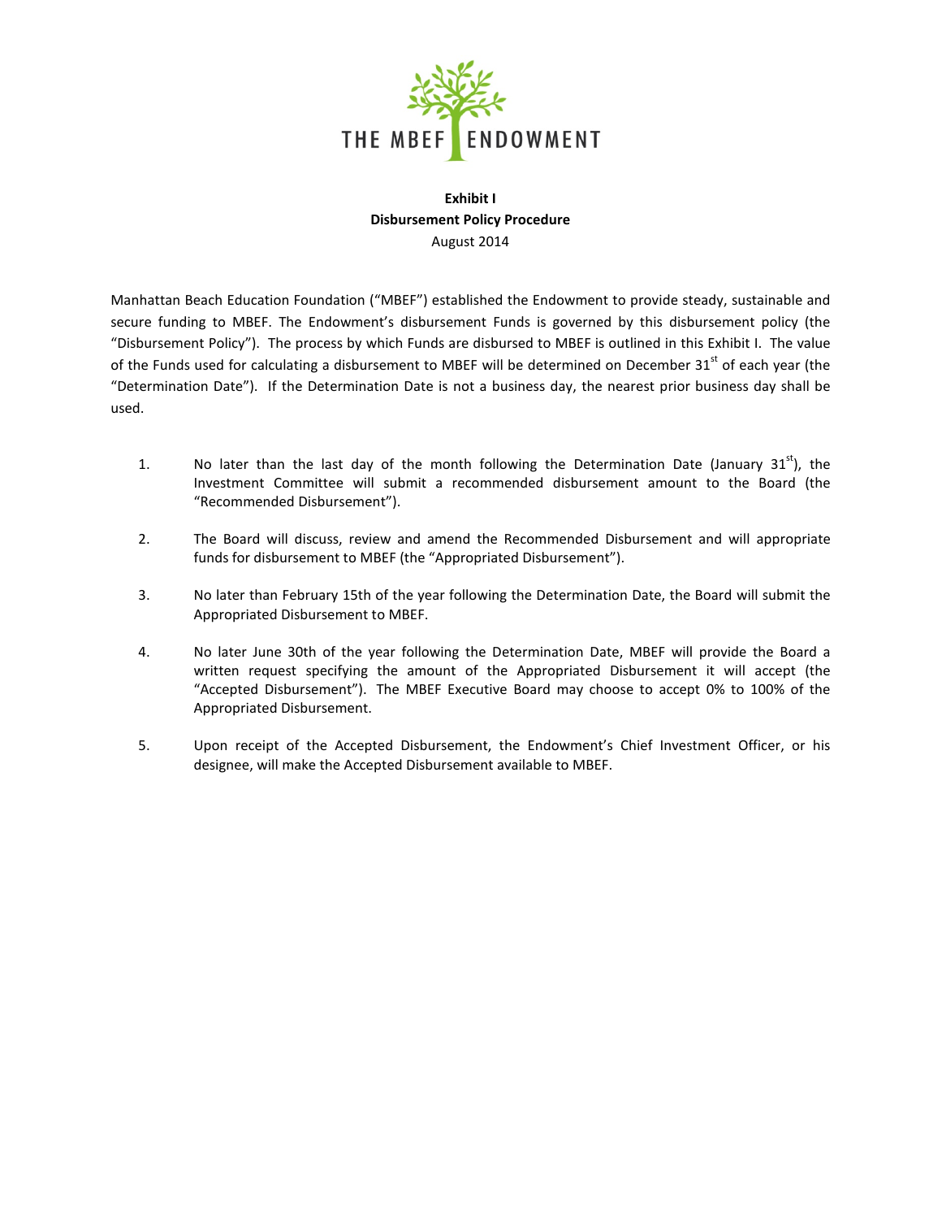THE MBEF ENDOWMENT

**Exhibit I**
**Disbursement Policy Procedure**
August 2014

Manhattan Beach Education Foundation ("MBEF") established the Endowment to provide steady, sustainable and secure funding to MBEF. The Endowment's disbursement Funds is governed by this disbursement policy (the "Disbursement Policy"). The process by which Funds are disbursed to MBEF is outlined in this Exhibit I. The value of the Funds used for calculating a disbursement to MBEF will be determined on December 31st of each year (the "Determination Date"). If the Determination Date is not a business day, the nearest prior business day shall be used.

1. No later than the last day of the month following the Determination Date (January 31st), the Investment Committee will submit a recommended disbursement amount to the Board (the "Recommended Disbursement").

2. The Board will discuss, review and amend the Recommended Disbursement and will appropriate funds for disbursement to MBEF (the "Appropriated Disbursement").

3. No later than February 15th of the year following the Determination Date, the Board will submit the Appropriated Disbursement to MBEF.

4. No later June 30th of the year following the Determination Date, MBEF will provide the Board a written request specifying the amount of the Appropriated Disbursement it will accept (the "Accepted Disbursement"). The MBEF Executive Board may choose to accept 0% to 100% of the Appropriated Disbursement.

5. Upon receipt of the Accepted Disbursement, the Endowment's Chief Investment Officer, or his designee, will make the Accepted Disbursement available to MBEF.